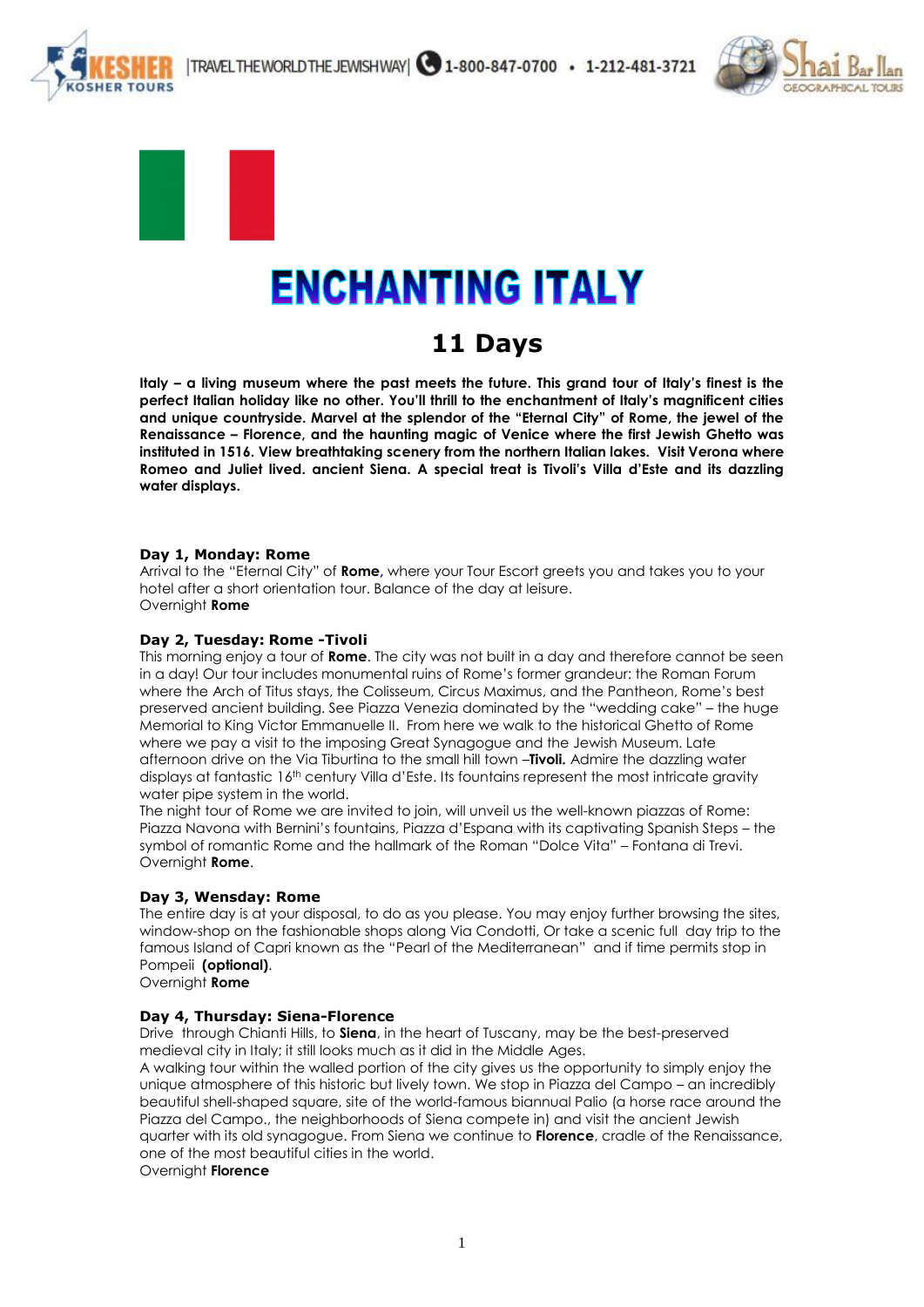# ENCHANTING ITALY

## 11 Days

**Italy – a living museum where the past meets the future. This grand tour of Italy's finest is the perfect Italian holiday like no other. You'll thrill to the enchantment of Italy's magnificent cities and unique countryside. Marvel at the splendor of the "Eternal City" of Rome, the jewel of the Renaissance – Florence, and the haunting magic of Venice where the first Jewish Ghetto was instituted in 1516. View breathtaking scenery from the northern Italian lakes. Visit Verona where Romeo and Juliet lived. ancient Siena. A special treat is Tivoli's Villa d'Este and its dazzling water displays.**

### Day 1, Monday: Rome

Arrival to the "Eternal City" of **Rome**, where your Tour Escort greets you and takes you to your hotel after a short orientation tour. Balance of the day at leisure.
Overnight **Rome**

### Day 2, Tuesday: Rome -Tivoli

This morning enjoy a tour of **Rome**. The city was not built in a day and therefore cannot be seen in a day! Our tour includes monumental ruins of Rome's former grandeur: the Roman Forum where the Arch of Titus stays, the Colisseum, Circus Maximus, and the Pantheon, Rome's best preserved ancient building. See Piazza Venezia dominated by the "wedding cake" – the huge Memorial to King Victor Emmanuelle II. From here we walk to the historical Ghetto of Rome where we pay a visit to the imposing Great Synagogue and the Jewish Museum. Late afternoon drive on the Via Tiburtina to the small hill town –**Tivoli.** Admire the dazzling water displays at fantastic 16th century Villa d'Este. Its fountains represent the most intricate gravity water pipe system in the world.
The night tour of Rome we are invited to join, will unveil us the well-known piazzas of Rome: Piazza Navona with Bernini's fountains, Piazza d'Espana with its captivating Spanish Steps – the symbol of romantic Rome and the hallmark of the Roman "Dolce Vita" – Fontana di Trevi.
Overnight **Rome**.

### Day 3, Wensday: Rome

The entire day is at your disposal, to do as you please. You may enjoy further browsing the sites, window-shop on the fashionable shops along Via Condotti, Or take a scenic full day trip to the famous Island of Capri known as the "Pearl of the Mediterranean" and if time permits stop in Pompeii **(optional)**.
Overnight **Rome**

### Day 4, Thursday: Siena-Florence

Drive through Chianti Hills, to **Siena**, in the heart of Tuscany, may be the best-preserved medieval city in Italy; it still looks much as it did in the Middle Ages.
A walking tour within the walled portion of the city gives us the opportunity to simply enjoy the unique atmosphere of this historic but lively town. We stop in Piazza del Campo – an incredibly beautiful shell-shaped square, site of the world-famous biannual Palio (a horse race around the Piazza del Campo., the neighborhoods of Siena compete in) and visit the ancient Jewish quarter with its old synagogue. From Siena we continue to **Florence**, cradle of the Renaissance, one of the most beautiful cities in the world.
Overnight **Florence**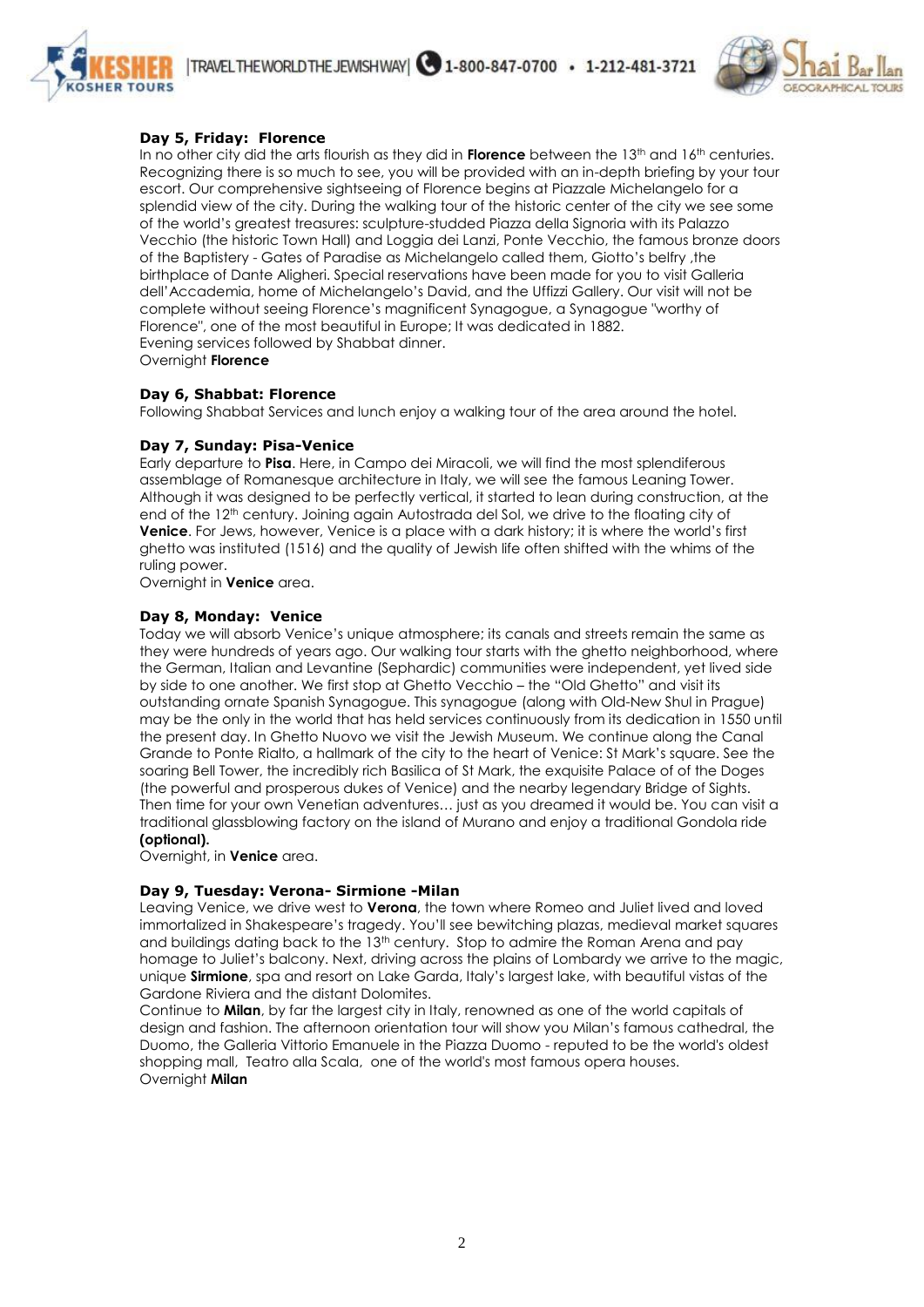**Day 5, Friday: Florence**

In no other city did the arts flourish as they did in **Florence** between the 13th and 16th centuries. Recognizing there is so much to see, you will be provided with an in-depth briefing by your tour escort. Our comprehensive sightseeing of Florence begins at Piazzale Michelangelo for a splendid view of the city. During the walking tour of the historic center of the city we see some of the world's greatest treasures: sculpture-studded Piazza della Signoria with its Palazzo Vecchio (the historic Town Hall) and Loggia dei Lanzi, Ponte Vecchio, the famous bronze doors of the Baptistery - Gates of Paradise as Michelangelo called them, Giotto's belfry ,the birthplace of Dante Aligheri. Special reservations have been made for you to visit Galleria dell'Accademia, home of Michelangelo's David, and the Uffizi Gallery. Our visit will not be complete without seeing Florence's magnificent Synagogue, a Synagogue "worthy of Florence", one of the most beautiful in Europe; It was dedicated in 1882.
Evening services followed by Shabbat dinner.
Overnight **Florence**

**Day 6, Shabbat: Florence**

Following Shabbat Services and lunch enjoy a walking tour of the area around the hotel.

**Day 7, Sunday: Pisa-Venice**

Early departure to **Pisa**. Here, in Campo dei Miracoli, we will find the most splendiferous assemblage of Romanesque architecture in Italy, we will see the famous Leaning Tower. Although it was designed to be perfectly vertical, it started to lean during construction, at the end of the 12th century. Joining again Autostrada del Sol, we drive to the floating city of **Venice**. For Jews, however, Venice is a place with a dark history; it is where the world's first ghetto was instituted (1516) and the quality of Jewish life often shifted with the whims of the ruling power.
Overnight in **Venice** area.

**Day 8, Monday: Venice**

Today we will absorb Venice's unique atmosphere; its canals and streets remain the same as they were hundreds of years ago. Our walking tour starts with the ghetto neighborhood, where the German, Italian and Levantine (Sephardic) communities were independent, yet lived side by side to one another. We first stop at Ghetto Vecchio – the "Old Ghetto" and visit its outstanding ornate Spanish Synagogue. This synagogue (along with Old-New Shul in Prague) may be the only in the world that has held services continuously from its dedication in 1550 until the present day. In Ghetto Nuovo we visit the Jewish Museum. We continue along the Canal Grande to Ponte Rialto, a hallmark of the city to the heart of Venice: St Mark's square. See the soaring Bell Tower, the incredibly rich Basilica of St Mark, the exquisite Palace of of the Doges (the powerful and prosperous dukes of Venice) and the nearby legendary Bridge of Sights. Then time for your own Venetian adventures… just as you dreamed it would be. You can visit a traditional glassblowing factory on the island of Murano and enjoy a traditional Gondola ride **(optional).**
Overnight, in **Venice** area.

**Day 9, Tuesday: Verona- Sirmione -Milan**

Leaving Venice, we drive west to **Verona**, the town where Romeo and Juliet lived and loved immortalized in Shakespeare's tragedy. You'll see bewitching plazas, medieval market squares and buildings dating back to the 13th century. Stop to admire the Roman Arena and pay homage to Juliet's balcony. Next, driving across the plains of Lombardy we arrive to the magic, unique **Sirmione**, spa and resort on Lake Garda, Italy's largest lake, with beautiful vistas of the Gardone Riviera and the distant Dolomites.
Continue to **Milan**, by far the largest city in Italy, renowned as one of the world capitals of design and fashion. The afternoon orientation tour will show you Milan's famous cathedral, the Duomo, the Galleria Vittorio Emanuele in the Piazza Duomo - reputed to be the world's oldest shopping mall, Teatro alla Scala, one of the world's most famous opera houses.
Overnight **Milan**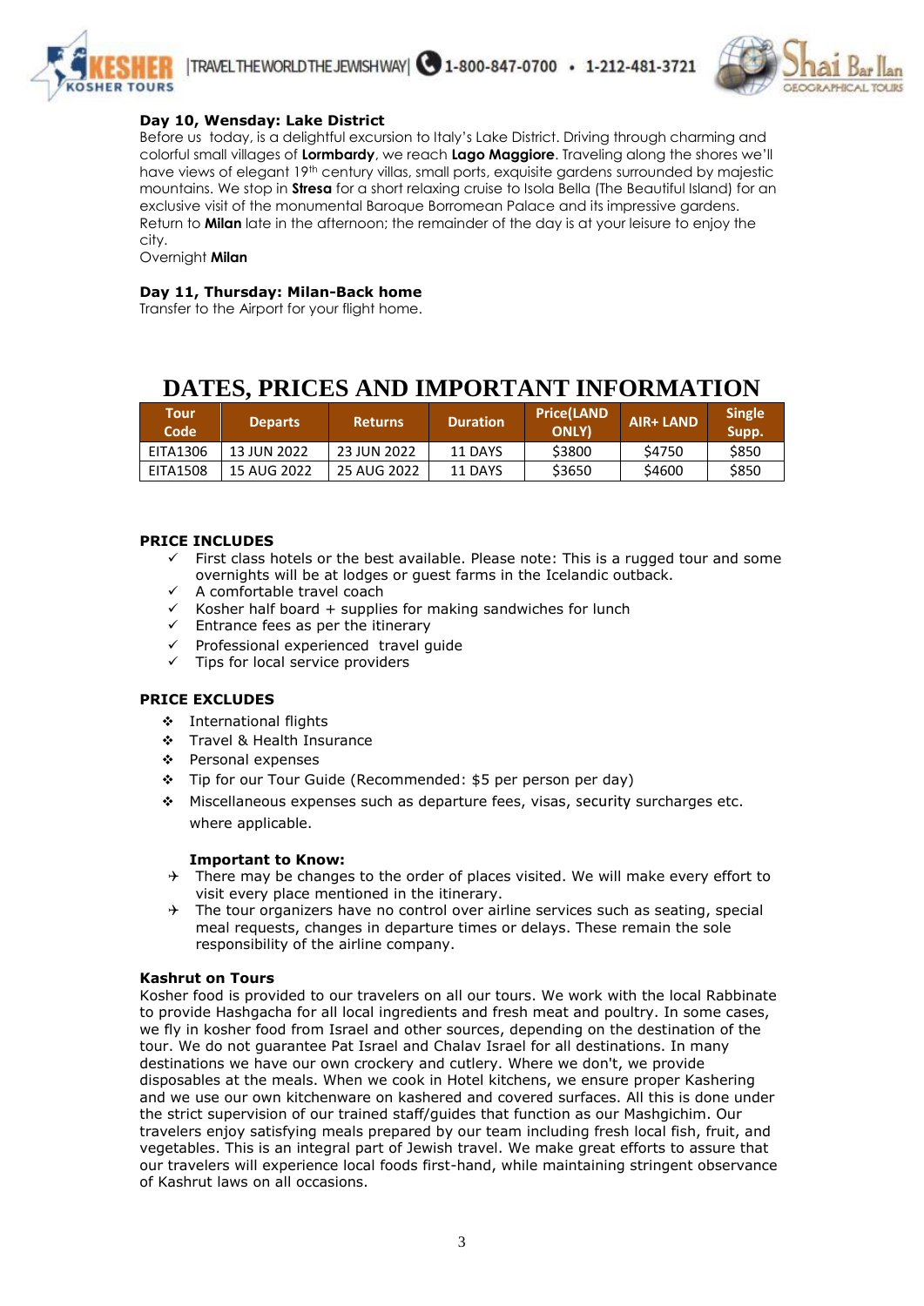**Day 10, Wensday: Lake District**

Before us today, is a delightful excursion to Italy's Lake District. Driving through charming and colorful small villages of **Lormbardy**, we reach **Lago Maggiore**. Traveling along the shores we'll have views of elegant 19th century villas, small ports, exquisite gardens surrounded by majestic mountains. We stop in **Stresa** for a short relaxing cruise to Isola Bella (The Beautiful Island) for an exclusive visit of the monumental Baroque Borromean Palace and its impressive gardens. Return to **Milan** late in the afternoon; the remainder of the day is at your leisure to enjoy the city.

Overnight **Milan**

**Day 11, Thursday: Milan-Back home**

Transfer to the Airport for your flight home.

# DATES, PRICES AND IMPORTANT INFORMATION

| Tour Code | Departs | Returns | Duration | Price(LAND ONLY) | AIR+ LAND | Single Supp. |
|---|---|---|---|---|---|---|
| EITA1306 | 13 JUN 2022 | 23 JUN 2022 | 11 DAYS | $3800 | $4750 | $850 |
| EITA1508 | 15 AUG 2022 | 25 AUG 2022 | 11 DAYS | $3650 | $4600 | $850 |

**PRICE INCLUDES**

- ✓ First class hotels or the best available. Please note: This is a rugged tour and some overnights will be at lodges or guest farms in the Icelandic outback.
- ✓ A comfortable travel coach
- ✓ Kosher half board + supplies for making sandwiches for lunch
- ✓ Entrance fees as per the itinerary
- ✓ Professional experienced travel guide
- ✓ Tips for local service providers

**PRICE EXCLUDES**

- ❖ International flights
- ❖ Travel & Health Insurance
- ❖ Personal expenses
- ❖ Tip for our Tour Guide (Recommended: $5 per person per day)
- ❖ Miscellaneous expenses such as departure fees, visas, security surcharges etc. where applicable.

**Important to Know:**

- ✈ There may be changes to the order of places visited. We will make every effort to visit every place mentioned in the itinerary.
- ✈ The tour organizers have no control over airline services such as seating, special meal requests, changes in departure times or delays. These remain the sole responsibility of the airline company.

**Kashrut on Tours**

Kosher food is provided to our travelers on all our tours. We work with the local Rabbinate to provide Hashgacha for all local ingredients and fresh meat and poultry. In some cases, we fly in kosher food from Israel and other sources, depending on the destination of the tour. We do not guarantee Pat Israel and Chalav Israel for all destinations. In many destinations we have our own crockery and cutlery. Where we don't, we provide disposables at the meals. When we cook in Hotel kitchens, we ensure proper Kashering and we use our own kitchenware on kashered and covered surfaces. All this is done under the strict supervision of our trained staff/guides that function as our Mashgichim. Our travelers enjoy satisfying meals prepared by our team including fresh local fish, fruit, and vegetables. This is an integral part of Jewish travel. We make great efforts to assure that our travelers will experience local foods first-hand, while maintaining stringent observance of Kashrut laws on all occasions.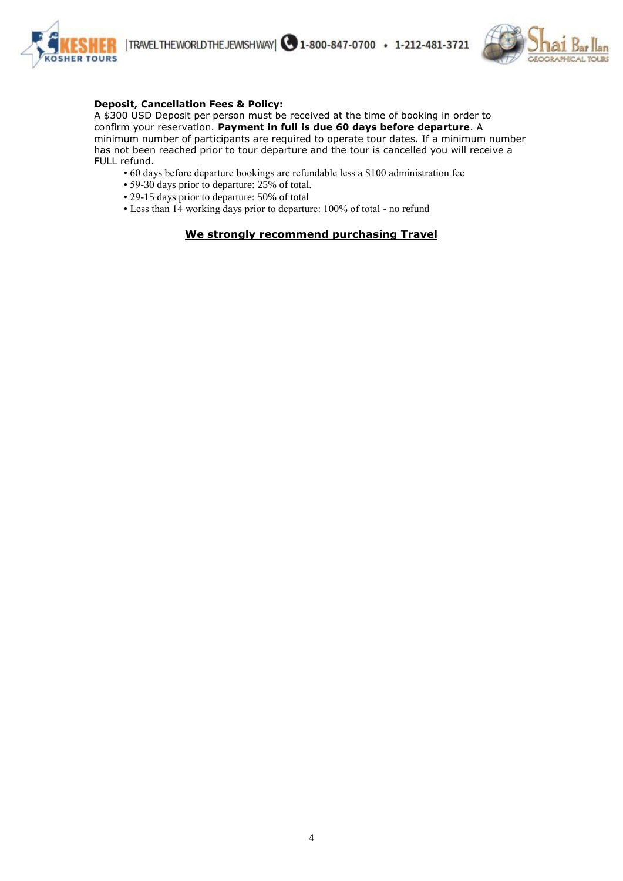**Deposit, Cancellation Fees & Policy:**
A $300 USD Deposit per person must be received at the time of booking in order to confirm your reservation. **Payment in full is due 60 days before departure**. A minimum number of participants are required to operate tour dates. If a minimum number has not been reached prior to tour departure and the tour is cancelled you will receive a FULL refund.

- 60 days before departure bookings are refundable less a $100 administration fee
- 59-30 days prior to departure: 25% of total.
- 29-15 days prior to departure: 50% of total
- Less than 14 working days prior to departure: 100% of total - no refund

**We strongly recommend purchasing Travel**